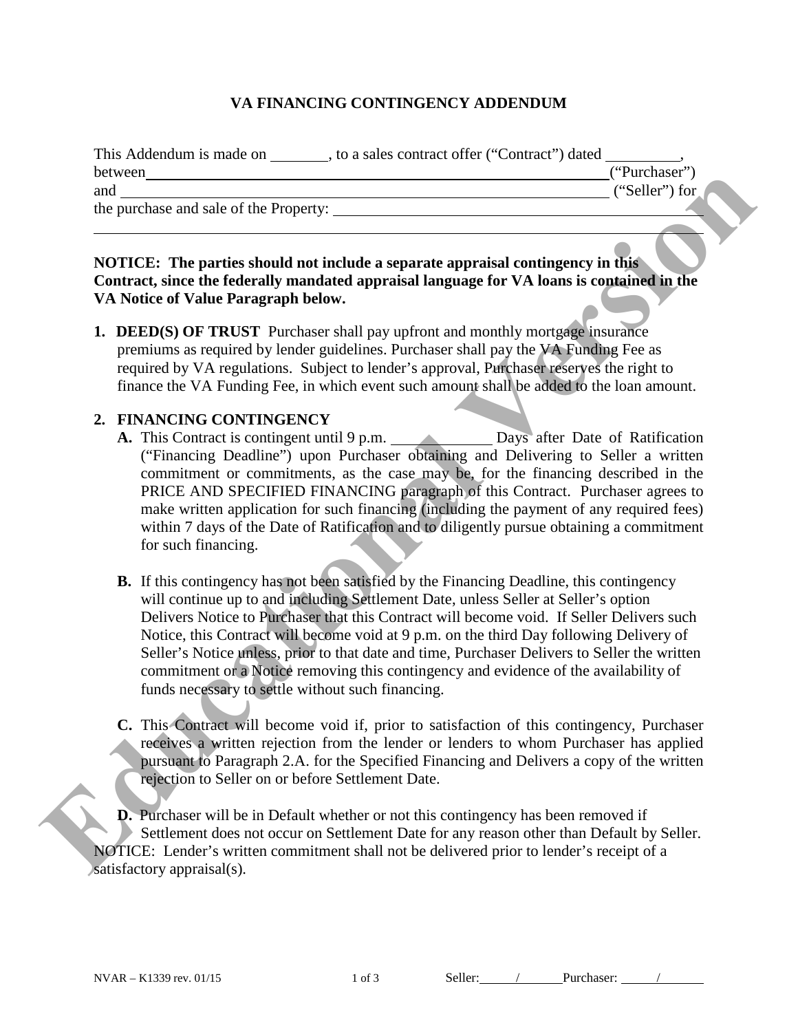# VA FINANCING CONTINGENCY ADDENDUM

This Addendum is made on ________, to a sales contract offer ("Contract") dated __________, between ______________________________________________________________ ("Purchaser") and ______________________________________________________________ ("Seller") for the purchase and sale of the Property: ______________________________________________

______________________________________________________________________________

**NOTICE: The parties should not include a separate appraisal contingency in this Contract, since the federally mandated appraisal language for VA loans is contained in the VA Notice of Value Paragraph below.**

1. **DEED(S) OF TRUST** Purchaser shall pay upfront and monthly mortgage insurance premiums as required by lender guidelines. Purchaser shall pay the VA Funding Fee as required by VA regulations. Subject to lender's approval, Purchaser reserves the right to finance the VA Funding Fee, in which event such amount shall be added to the loan amount.

2. **FINANCING CONTINGENCY**
   - **A.** This Contract is contingent until 9 p.m. ______________ Days after Date of Ratification ("Financing Deadline") upon Purchaser obtaining and Delivering to Seller a written commitment or commitments, as the case may be, for the financing described in the PRICE AND SPECIFIED FINANCING paragraph of this Contract. Purchaser agrees to make written application for such financing (including the payment of any required fees) within 7 days of the Date of Ratification and to diligently pursue obtaining a commitment for such financing.
   - **B.** If this contingency has not been satisfied by the Financing Deadline, this contingency will continue up to and including Settlement Date, unless Seller at Seller's option Delivers Notice to Purchaser that this Contract will become void. If Seller Delivers such Notice, this Contract will become void at 9 p.m. on the third Day following Delivery of Seller's Notice unless, prior to that date and time, Purchaser Delivers to Seller the written commitment or a Notice removing this contingency and evidence of the availability of funds necessary to settle without such financing.
   - **C.** This Contract will become void if, prior to satisfaction of this contingency, Purchaser receives a written rejection from the lender or lenders to whom Purchaser has applied pursuant to Paragraph 2.A. for the Specified Financing and Delivers a copy of the written rejection to Seller on or before Settlement Date.
   - **D.** Purchaser will be in Default whether or not this contingency has been removed if Settlement does not occur on Settlement Date for any reason other than Default by Seller.

NOTICE: Lender's written commitment shall not be delivered prior to lender's receipt of a satisfactory appraisal(s).

NVAR – K1339 rev. 01/15

Seller: _____/______ Purchaser: _____/______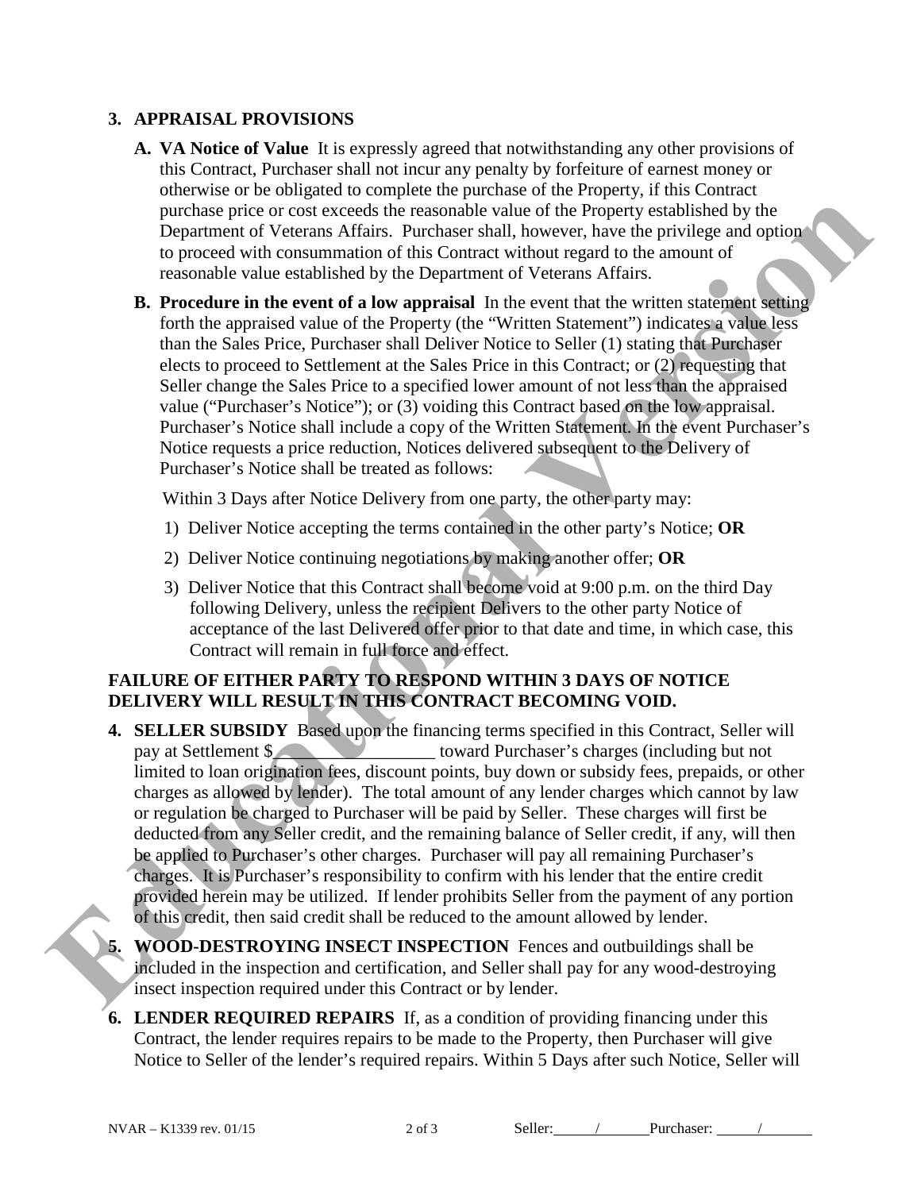## 3. APPRAISAL PROVISIONS

**A. VA Notice of Value** It is expressly agreed that notwithstanding any other provisions of this Contract, Purchaser shall not incur any penalty by forfeiture of earnest money or otherwise or be obligated to complete the purchase of the Property, if this Contract purchase price or cost exceeds the reasonable value of the Property established by the Department of Veterans Affairs. Purchaser shall, however, have the privilege and option to proceed with consummation of this Contract without regard to the amount of reasonable value established by the Department of Veterans Affairs.

**B. Procedure in the event of a low appraisal** In the event that the written statement setting forth the appraised value of the Property (the "Written Statement") indicates a value less than the Sales Price, Purchaser shall Deliver Notice to Seller (1) stating that Purchaser elects to proceed to Settlement at the Sales Price in this Contract; or (2) requesting that Seller change the Sales Price to a specified lower amount of not less than the appraised value ("Purchaser's Notice"); or (3) voiding this Contract based on the low appraisal. Purchaser's Notice shall include a copy of the Written Statement. In the event Purchaser's Notice requests a price reduction, Notices delivered subsequent to the Delivery of Purchaser's Notice shall be treated as follows:

Within 3 Days after Notice Delivery from one party, the other party may:

1) Deliver Notice accepting the terms contained in the other party's Notice; **OR**

2) Deliver Notice continuing negotiations by making another offer; **OR**

3) Deliver Notice that this Contract shall become void at 9:00 p.m. on the third Day following Delivery, unless the recipient Delivers to the other party Notice of acceptance of the last Delivered offer prior to that date and time, in which case, this Contract will remain in full force and effect.

**FAILURE OF EITHER PARTY TO RESPOND WITHIN 3 DAYS OF NOTICE DELIVERY WILL RESULT IN THIS CONTRACT BECOMING VOID.**

**4. SELLER SUBSIDY** Based upon the financing terms specified in this Contract, Seller will pay at Settlement $\_\_\_\_\_\_\_\_\_\_\_\_\_\_\_\_\_\_ toward Purchaser's charges (including but not limited to loan origination fees, discount points, buy down or subsidy fees, prepaids, or other charges as allowed by lender). The total amount of any lender charges which cannot by law or regulation be charged to Purchaser will be paid by Seller. These charges will first be deducted from any Seller credit, and the remaining balance of Seller credit, if any, will then be applied to Purchaser's other charges. Purchaser will pay all remaining Purchaser's charges. It is Purchaser's responsibility to confirm with his lender that the entire credit provided herein may be utilized. If lender prohibits Seller from the payment of any portion of this credit, then said credit shall be reduced to the amount allowed by lender.

**5. WOOD-DESTROYING INSECT INSPECTION** Fences and outbuildings shall be included in the inspection and certification, and Seller shall pay for any wood-destroying insect inspection required under this Contract or by lender.

**6. LENDER REQUIRED REPAIRS** If, as a condition of providing financing under this Contract, the lender requires repairs to be made to the Property, then Purchaser will give Notice to Seller of the lender's required repairs. Within 5 Days after such Notice, Seller will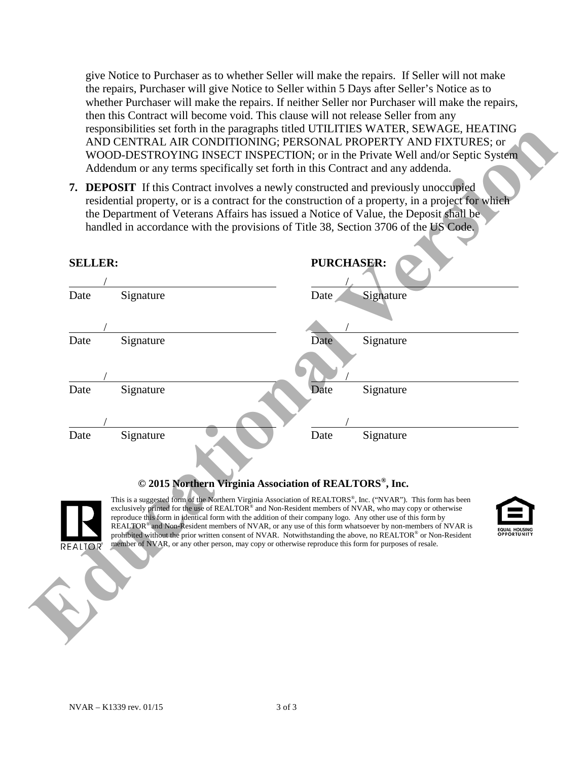give Notice to Purchaser as to whether Seller will make the repairs. If Seller will not make the repairs, Purchaser will give Notice to Seller within 5 Days after Seller's Notice as to whether Purchaser will make the repairs. If neither Seller nor Purchaser will make the repairs, then this Contract will become void. This clause will not release Seller from any responsibilities set forth in the paragraphs titled UTILITIES WATER, SEWAGE, HEATING AND CENTRAL AIR CONDITIONING; PERSONAL PROPERTY AND FIXTURES; or WOOD-DESTROYING INSECT INSPECTION; or in the Private Well and/or Septic System Addendum or any terms specifically set forth in this Contract and any addenda.

7. **DEPOSIT** If this Contract involves a newly constructed and previously unoccupied residential property, or is a contract for the construction of a property, in a project for which the Department of Veterans Affairs has issued a Notice of Value, the Deposit shall be handled in accordance with the provisions of Title 38, Section 3706 of the US Code.

**SELLER:**

_____/_____________________
Date Signature

_____/_____________________
Date Signature

_____/_____________________
Date Signature

_____/_____________________
Date Signature

**PURCHASER:**

_____/_____________________
Date Signature

_____/_____________________
Date Signature

_____/_____________________
Date Signature

_____/_____________________
Date Signature

**© 2015 Northern Virginia Association of REALTORS®, Inc.**

This is a suggested form of the Northern Virginia Association of REALTORS®, Inc. ("NVAR"). This form has been exclusively printed for the use of REALTOR® and Non-Resident members of NVAR, who may copy or otherwise reproduce this form in identical form with the addition of their company logo. Any other use of this form by REALTOR® and Non-Resident members of NVAR, or any use of this form whatsoever by non-members of NVAR is prohibited without the prior written consent of NVAR. Notwithstanding the above, no REALTOR® or Non-Resident member of NVAR, or any other person, may copy or otherwise reproduce this form for purposes of resale.

NVAR – K1339 rev. 01/15